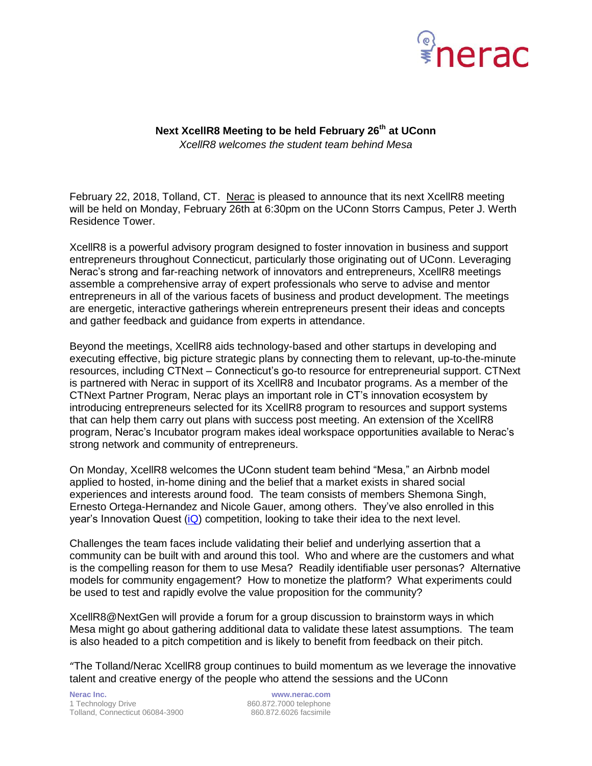nerac

**Next XcellR8 Meeting to be held February 26th at UConn**

*XcellR8 welcomes the student team behind Mesa*

February 22, 2018, Tolland, CT. Nerac is pleased to announce that its next XcellR8 meeting will be held on Monday, February 26th at 6:30pm on the UConn Storrs Campus, Peter J. Werth Residence Tower.

XcellR8 is a powerful advisory program designed to foster innovation in business and support entrepreneurs throughout Connecticut, particularly those originating out of UConn. Leveraging Nerac's strong and far-reaching network of innovators and entrepreneurs, XcellR8 meetings assemble a comprehensive array of expert professionals who serve to advise and mentor entrepreneurs in all of the various facets of business and product development. The meetings are energetic, interactive gatherings wherein entrepreneurs present their ideas and concepts and gather feedback and guidance from experts in attendance.

Beyond the meetings, XcellR8 aids technology-based and other startups in developing and executing effective, big picture strategic plans by connecting them to relevant, up-to-the-minute resources, including CTNext – Connecticut's go-to resource for entrepreneurial support. CTNext is partnered with Nerac in support of its XcellR8 and Incubator programs. As a member of the CTNext Partner Program, Nerac plays an important role in CT's innovation ecosystem by introducing entrepreneurs selected for its XcellR8 program to resources and support systems that can help them carry out plans with success post meeting. An extension of the XcellR8 program, Nerac's Incubator program makes ideal workspace opportunities available to Nerac's strong network and community of entrepreneurs.

On Monday, XcellR8 welcomes the UConn student team behind "Mesa," an Airbnb model applied to hosted, in-home dining and the belief that a market exists in shared social experiences and interests around food. The team consists of members Shemona Singh, Ernesto Ortega-Hernandez and Nicole Gauer, among others. They've also enrolled in this year's Innovation Quest (iQ) competition, looking to take their idea to the next level.

Challenges the team faces include validating their belief and underlying assertion that a community can be built with and around this tool. Who and where are the customers and what is the compelling reason for them to use Mesa? Readily identifiable user personas? Alternative models for community engagement? How to monetize the platform? What experiments could be used to test and rapidly evolve the value proposition for the community?

XcellR8@NextGen will provide a forum for a group discussion to brainstorm ways in which Mesa might go about gathering additional data to validate these latest assumptions. The team is also headed to a pitch competition and is likely to benefit from feedback on their pitch.

"The Tolland/Nerac XcellR8 group continues to build momentum as we leverage the innovative talent and creative energy of the people who attend the sessions and the UConn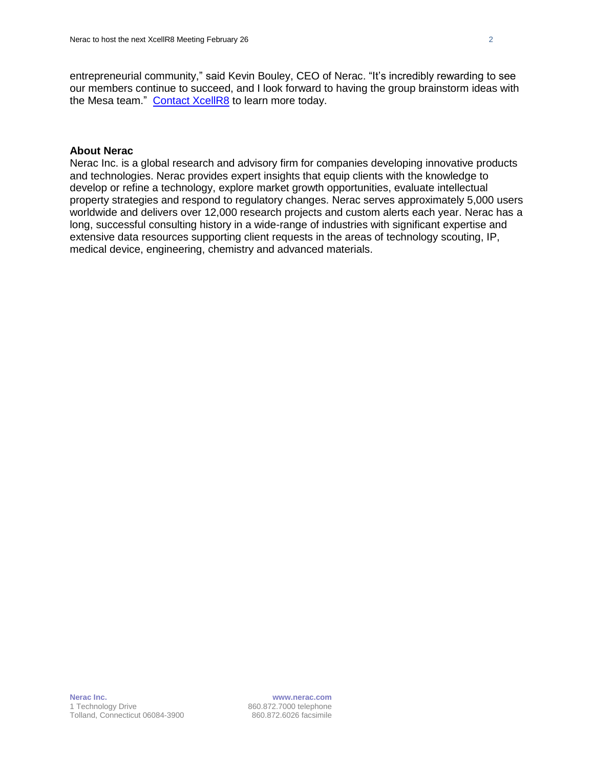entrepreneurial community," said Kevin Bouley, CEO of Nerac. "It's incredibly rewarding to see our members continue to succeed, and I look forward to having the group brainstorm ideas with the Mesa team." Contact XcellR8 to learn more today.

## About Nerac

Nerac Inc. is a global research and advisory firm for companies developing innovative products and technologies. Nerac provides expert insights that equip clients with the knowledge to develop or refine a technology, explore market growth opportunities, evaluate intellectual property strategies and respond to regulatory changes. Nerac serves approximately 5,000 users worldwide and delivers over 12,000 research projects and custom alerts each year. Nerac has a long, successful consulting history in a wide-range of industries with significant expertise and extensive data resources supporting client requests in the areas of technology scouting, IP, medical device, engineering, chemistry and advanced materials.

**Nerac Inc.**
1 Technology Drive
Tolland, Connecticut 06084-3900

**www.nerac.com**
860.872.7000 telephone
860.872.6026 facsimile